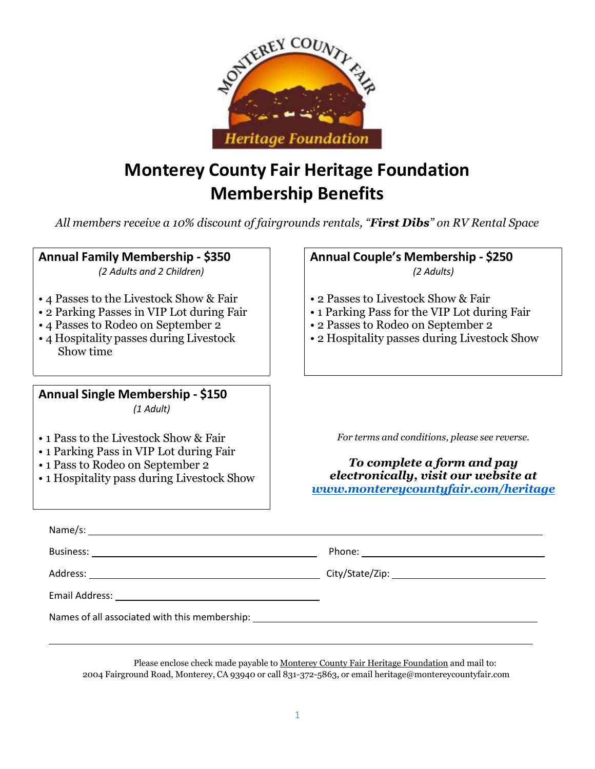# Monterey County Fair Heritage Foundation Membership Benefits

*All members receive a 10% discount of fairgrounds rentals, "**First Dibs**" on RV Rental Space*

### Annual Family Membership - $350

*(2 Adults and 2 Children)*

- 4 Passes to the Livestock Show & Fair
- 2 Parking Passes in VIP Lot during Fair
- 4 Passes to Rodeo on September 2
- 4 Hospitality passes during Livestock Show time

### Annual Couple's Membership - $250

*(2 Adults)*

- 2 Passes to Livestock Show & Fair
- 1 Parking Pass for the VIP Lot during Fair
- 2 Passes to Rodeo on September 2
- 2 Hospitality passes during Livestock Show

### Annual Single Membership - $150

*(1 Adult)*

- 1 Pass to the Livestock Show & Fair
- 1 Parking Pass in VIP Lot during Fair
- 1 Pass to Rodeo on September 2
- 1 Hospitality pass during Livestock Show

*For terms and conditions, please see reverse.*

***To complete a form and pay electronically, visit our website at [www.montereycountyfair.com/heritage](http://www.montereycountyfair.com/heritage)***

Name/s: ______________________________________________

Business: ______________________ Phone: ______________________

Address: ______________________ City/State/Zip: ______________________

Email Address: ______________________

Names of all associated with this membership: ______________________________________________

______________________________________________

Please enclose check made payable to Monterey County Fair Heritage Foundation and mail to: 2004 Fairground Road, Monterey, CA 93940 or call 831-372-5863, or email heritage@montereycountyfair.com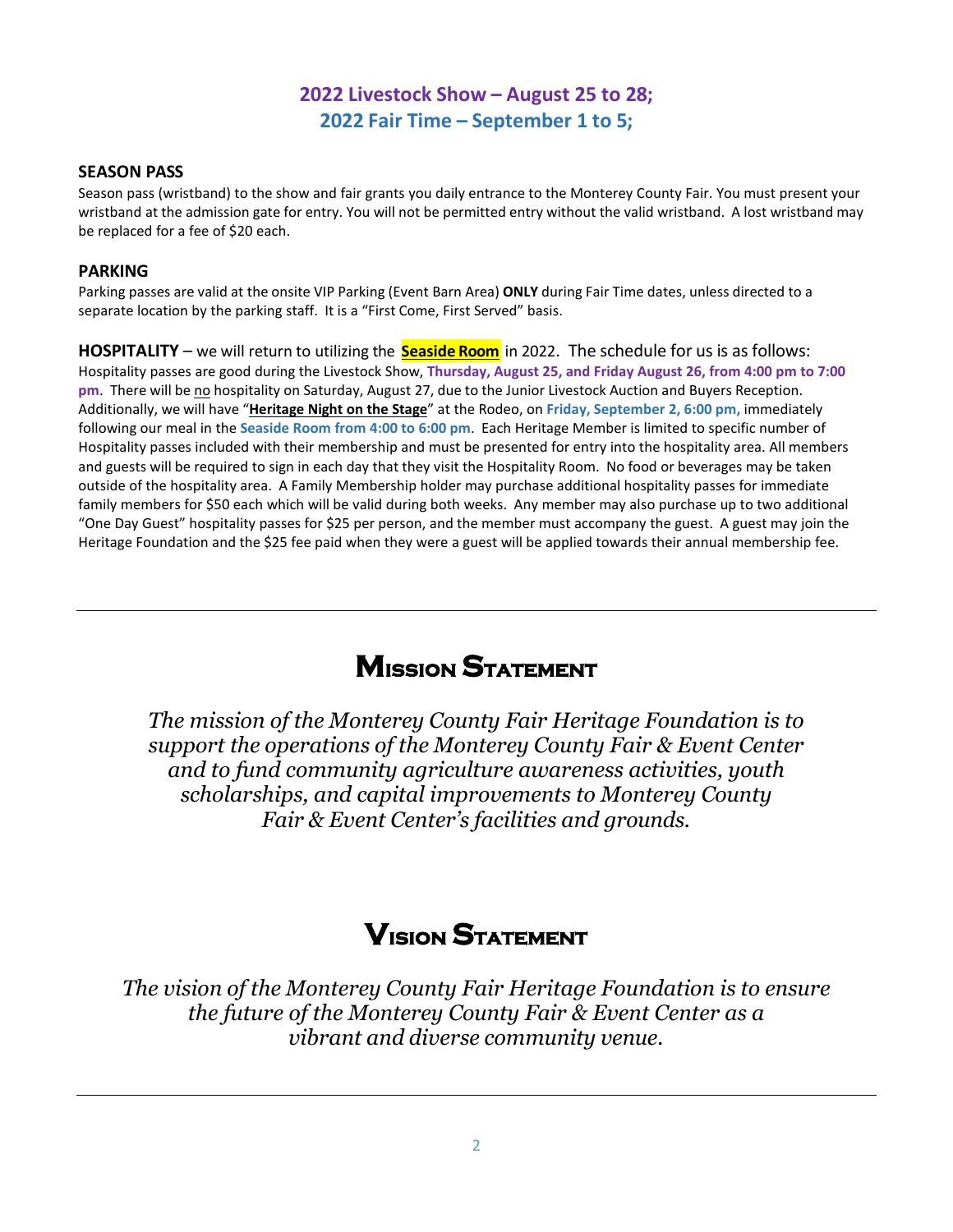## 2022 Livestock Show – August 25 to 28;
## 2022 Fair Time – September 1 to 5;

### SEASON PASS

Season pass (wristband) to the show and fair grants you daily entrance to the Monterey County Fair. You must present your wristband at the admission gate for entry. You will not be permitted entry without the valid wristband. A lost wristband may be replaced for a fee of $20 each.

### PARKING

Parking passes are valid at the onsite VIP Parking (Event Barn Area) **ONLY** during Fair Time dates, unless directed to a separate location by the parking staff. It is a "First Come, First Served" basis.

**HOSPITALITY** – we will return to utilizing the **Seaside Room** in 2022. The schedule for us is as follows: Hospitality passes are good during the Livestock Show, **Thursday, August 25, and Friday August 26, from 4:00 pm to 7:00 pm**. There will be no hospitality on Saturday, August 27, due to the Junior Livestock Auction and Buyers Reception. Additionally, we will have "**Heritage Night on the Stage**" at the Rodeo, on **Friday, September 2, 6:00 pm,** immediately following our meal in the **Seaside Room from 4:00 to 6:00 pm**. Each Heritage Member is limited to specific number of Hospitality passes included with their membership and must be presented for entry into the hospitality area. All members and guests will be required to sign in each day that they visit the Hospitality Room. No food or beverages may be taken outside of the hospitality area. A Family Membership holder may purchase additional hospitality passes for immediate family members for $50 each which will be valid during both weeks. Any member may also purchase up to two additional "One Day Guest" hospitality passes for $25 per person, and the member must accompany the guest. A guest may join the Heritage Foundation and the $25 fee paid when they were a guest will be applied towards their annual membership fee.

---

# Mission Statement

*The mission of the Monterey County Fair Heritage Foundation is to support the operations of the Monterey County Fair & Event Center and to fund community agriculture awareness activities, youth scholarships, and capital improvements to Monterey County Fair & Event Center's facilities and grounds.*

# Vision Statement

*The vision of the Monterey County Fair Heritage Foundation is to ensure the future of the Monterey County Fair & Event Center as a vibrant and diverse community venue.*

---